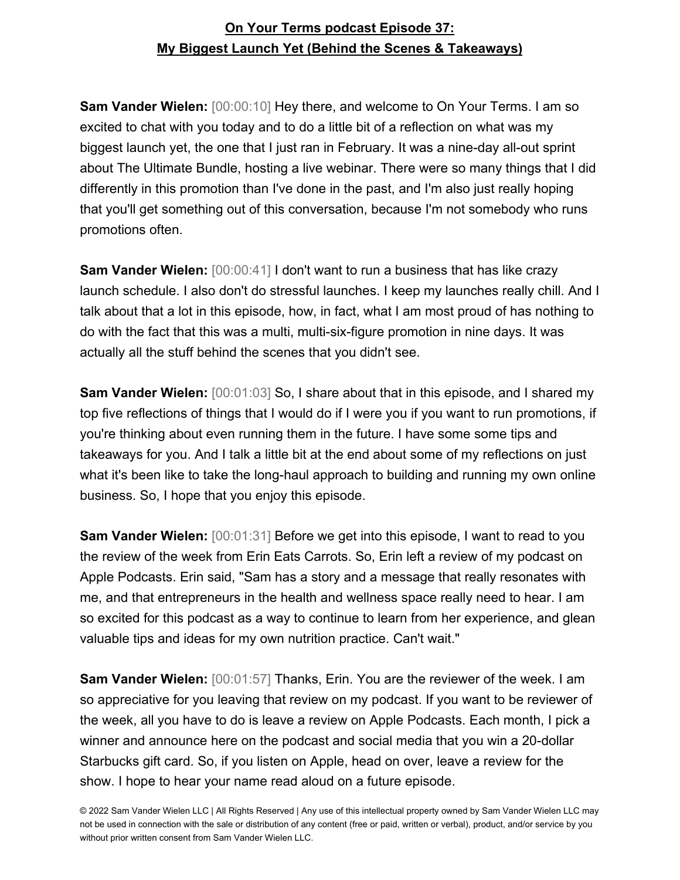**On Your Terms podcast Episode 37:**
**My Biggest Launch Yet (Behind the Scenes & Takeaways)**

**Sam Vander Wielen:** [00:00:10] Hey there, and welcome to On Your Terms. I am so excited to chat with you today and to do a little bit of a reflection on what was my biggest launch yet, the one that I just ran in February. It was a nine-day all-out sprint about The Ultimate Bundle, hosting a live webinar. There were so many things that I did differently in this promotion than I've done in the past, and I'm also just really hoping that you'll get something out of this conversation, because I'm not somebody who runs promotions often.

**Sam Vander Wielen:** [00:00:41] I don't want to run a business that has like crazy launch schedule. I also don't do stressful launches. I keep my launches really chill. And I talk about that a lot in this episode, how, in fact, what I am most proud of has nothing to do with the fact that this was a multi, multi-six-figure promotion in nine days. It was actually all the stuff behind the scenes that you didn't see.

**Sam Vander Wielen:** [00:01:03] So, I share about that in this episode, and I shared my top five reflections of things that I would do if I were you if you want to run promotions, if you're thinking about even running them in the future. I have some some tips and takeaways for you. And I talk a little bit at the end about some of my reflections on just what it's been like to take the long-haul approach to building and running my own online business. So, I hope that you enjoy this episode.

**Sam Vander Wielen:** [00:01:31] Before we get into this episode, I want to read to you the review of the week from Erin Eats Carrots. So, Erin left a review of my podcast on Apple Podcasts. Erin said, "Sam has a story and a message that really resonates with me, and that entrepreneurs in the health and wellness space really need to hear. I am so excited for this podcast as a way to continue to learn from her experience, and glean valuable tips and ideas for my own nutrition practice. Can't wait."

**Sam Vander Wielen:** [00:01:57] Thanks, Erin. You are the reviewer of the week. I am so appreciative for you leaving that review on my podcast. If you want to be reviewer of the week, all you have to do is leave a review on Apple Podcasts. Each month, I pick a winner and announce here on the podcast and social media that you win a 20-dollar Starbucks gift card. So, if you listen on Apple, head on over, leave a review for the show. I hope to hear your name read aloud on a future episode.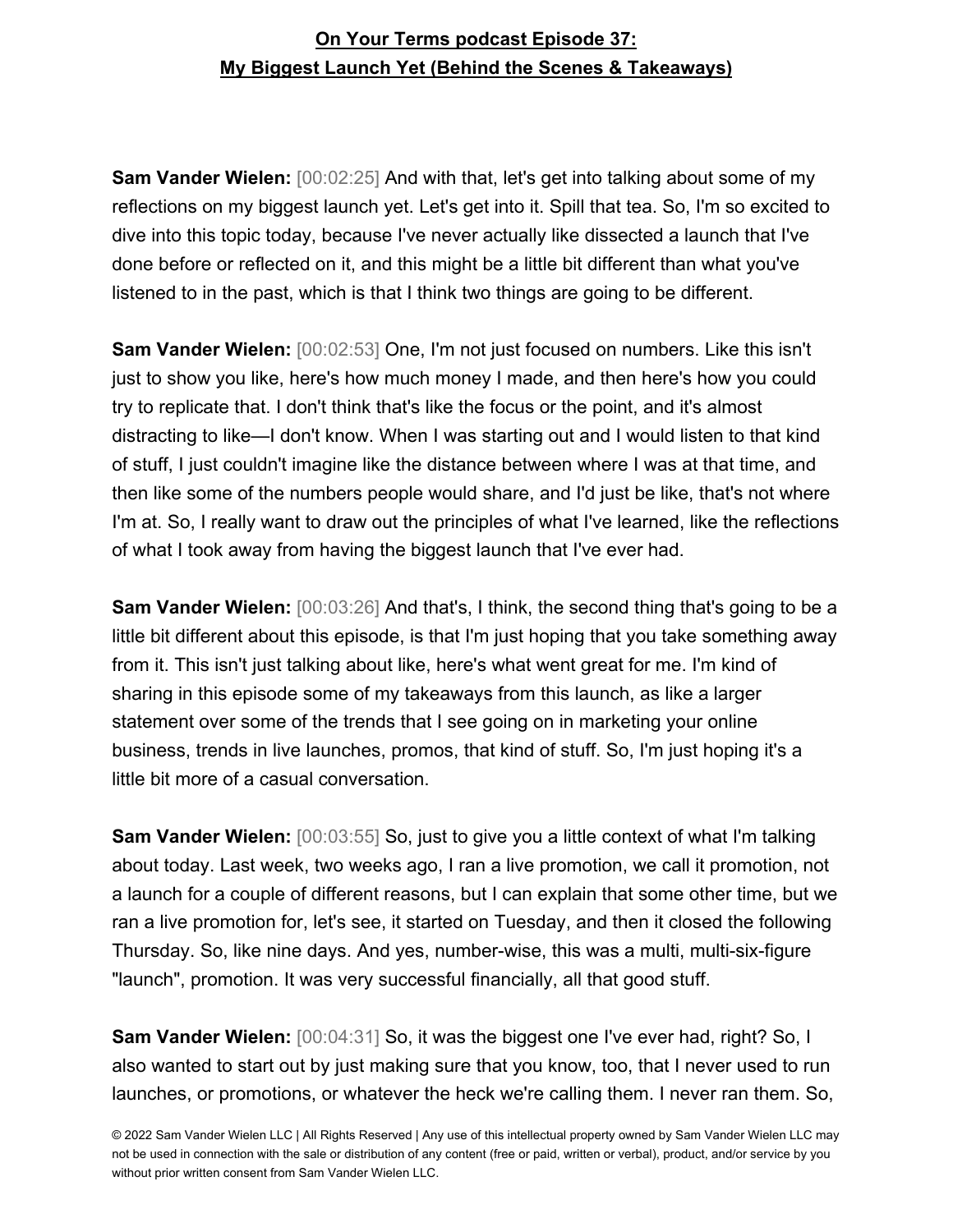**On Your Terms podcast Episode 37:**
**My Biggest Launch Yet (Behind the Scenes & Takeaways)**

**Sam Vander Wielen:** [00:02:25] And with that, let's get into talking about some of my reflections on my biggest launch yet. Let's get into it. Spill that tea. So, I'm so excited to dive into this topic today, because I've never actually like dissected a launch that I've done before or reflected on it, and this might be a little bit different than what you've listened to in the past, which is that I think two things are going to be different.

**Sam Vander Wielen:** [00:02:53] One, I'm not just focused on numbers. Like this isn't just to show you like, here's how much money I made, and then here's how you could try to replicate that. I don't think that's like the focus or the point, and it's almost distracting to like—I don't know. When I was starting out and I would listen to that kind of stuff, I just couldn't imagine like the distance between where I was at that time, and then like some of the numbers people would share, and I'd just be like, that's not where I'm at. So, I really want to draw out the principles of what I've learned, like the reflections of what I took away from having the biggest launch that I've ever had.

**Sam Vander Wielen:** [00:03:26] And that's, I think, the second thing that's going to be a little bit different about this episode, is that I'm just hoping that you take something away from it. This isn't just talking about like, here's what went great for me. I'm kind of sharing in this episode some of my takeaways from this launch, as like a larger statement over some of the trends that I see going on in marketing your online business, trends in live launches, promos, that kind of stuff. So, I'm just hoping it's a little bit more of a casual conversation.

**Sam Vander Wielen:** [00:03:55] So, just to give you a little context of what I'm talking about today. Last week, two weeks ago, I ran a live promotion, we call it promotion, not a launch for a couple of different reasons, but I can explain that some other time, but we ran a live promotion for, let's see, it started on Tuesday, and then it closed the following Thursday. So, like nine days. And yes, number-wise, this was a multi, multi-six-figure "launch", promotion. It was very successful financially, all that good stuff.

**Sam Vander Wielen:** [00:04:31] So, it was the biggest one I've ever had, right? So, I also wanted to start out by just making sure that you know, too, that I never used to run launches, or promotions, or whatever the heck we're calling them. I never ran them. So,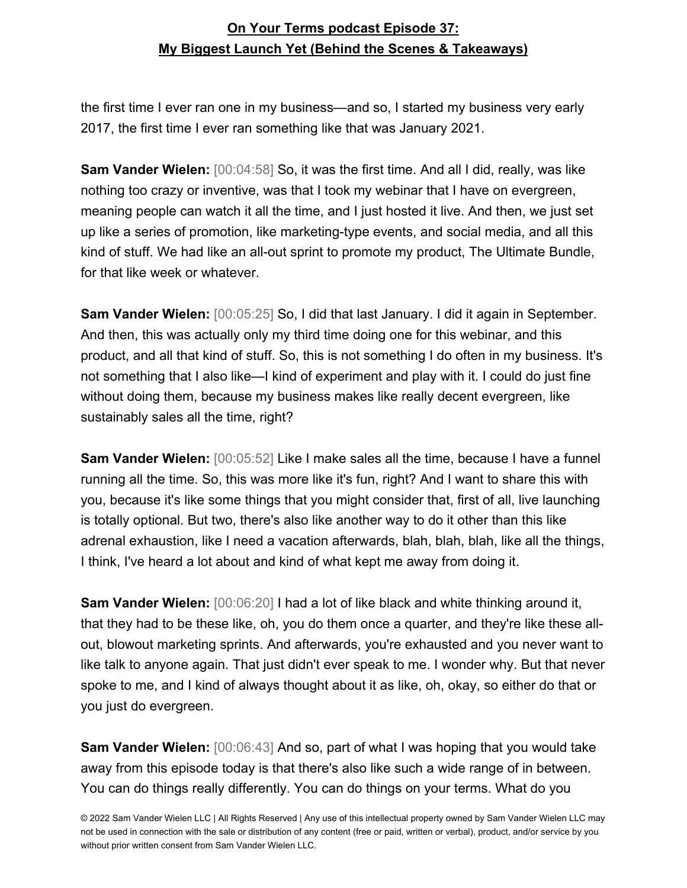the first time I ever ran one in my business—and so, I started my business very early 2017, the first time I ever ran something like that was January 2021.

**Sam Vander Wielen:** [00:04:58] So, it was the first time. And all I did, really, was like nothing too crazy or inventive, was that I took my webinar that I have on evergreen, meaning people can watch it all the time, and I just hosted it live. And then, we just set up like a series of promotion, like marketing-type events, and social media, and all this kind of stuff. We had like an all-out sprint to promote my product, The Ultimate Bundle, for that like week or whatever.

**Sam Vander Wielen:** [00:05:25] So, I did that last January. I did it again in September. And then, this was actually only my third time doing one for this webinar, and this product, and all that kind of stuff. So, this is not something I do often in my business. It's not something that I also like—I kind of experiment and play with it. I could do just fine without doing them, because my business makes like really decent evergreen, like sustainably sales all the time, right?

**Sam Vander Wielen:** [00:05:52] Like I make sales all the time, because I have a funnel running all the time. So, this was more like it's fun, right? And I want to share this with you, because it's like some things that you might consider that, first of all, live launching is totally optional. But two, there's also like another way to do it other than this like adrenal exhaustion, like I need a vacation afterwards, blah, blah, blah, like all the things, I think, I've heard a lot about and kind of what kept me away from doing it.

**Sam Vander Wielen:** [00:06:20] I had a lot of like black and white thinking around it, that they had to be these like, oh, you do them once a quarter, and they're like these all-out, blowout marketing sprints. And afterwards, you're exhausted and you never want to like talk to anyone again. That just didn't ever speak to me. I wonder why. But that never spoke to me, and I kind of always thought about it as like, oh, okay, so either do that or you just do evergreen.

**Sam Vander Wielen:** [00:06:43] And so, part of what I was hoping that you would take away from this episode today is that there's also like such a wide range of in between. You can do things really differently. You can do things on your terms. What do you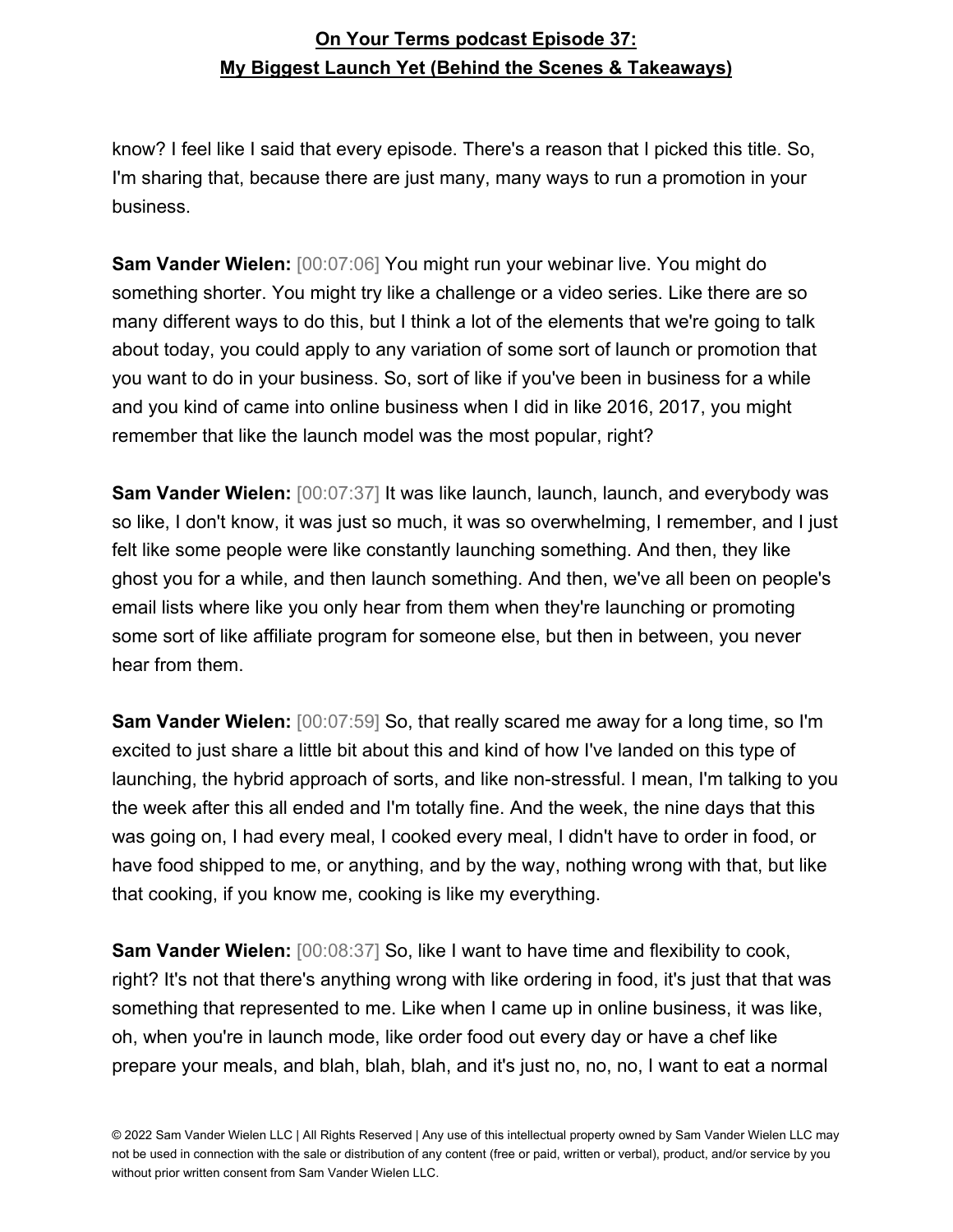know? I feel like I said that every episode. There's a reason that I picked this title. So, I'm sharing that, because there are just many, many ways to run a promotion in your business.

**Sam Vander Wielen:** [00:07:06] You might run your webinar live. You might do something shorter. You might try like a challenge or a video series. Like there are so many different ways to do this, but I think a lot of the elements that we're going to talk about today, you could apply to any variation of some sort of launch or promotion that you want to do in your business. So, sort of like if you've been in business for a while and you kind of came into online business when I did in like 2016, 2017, you might remember that like the launch model was the most popular, right?

**Sam Vander Wielen:** [00:07:37] It was like launch, launch, launch, and everybody was so like, I don't know, it was just so much, it was so overwhelming, I remember, and I just felt like some people were like constantly launching something. And then, they like ghost you for a while, and then launch something. And then, we've all been on people's email lists where like you only hear from them when they're launching or promoting some sort of like affiliate program for someone else, but then in between, you never hear from them.

**Sam Vander Wielen:** [00:07:59] So, that really scared me away for a long time, so I'm excited to just share a little bit about this and kind of how I've landed on this type of launching, the hybrid approach of sorts, and like non-stressful. I mean, I'm talking to you the week after this all ended and I'm totally fine. And the week, the nine days that this was going on, I had every meal, I cooked every meal, I didn't have to order in food, or have food shipped to me, or anything, and by the way, nothing wrong with that, but like that cooking, if you know me, cooking is like my everything.

**Sam Vander Wielen:** [00:08:37] So, like I want to have time and flexibility to cook, right? It's not that there's anything wrong with like ordering in food, it's just that that was something that represented to me. Like when I came up in online business, it was like, oh, when you're in launch mode, like order food out every day or have a chef like prepare your meals, and blah, blah, blah, and it's just no, no, no, I want to eat a normal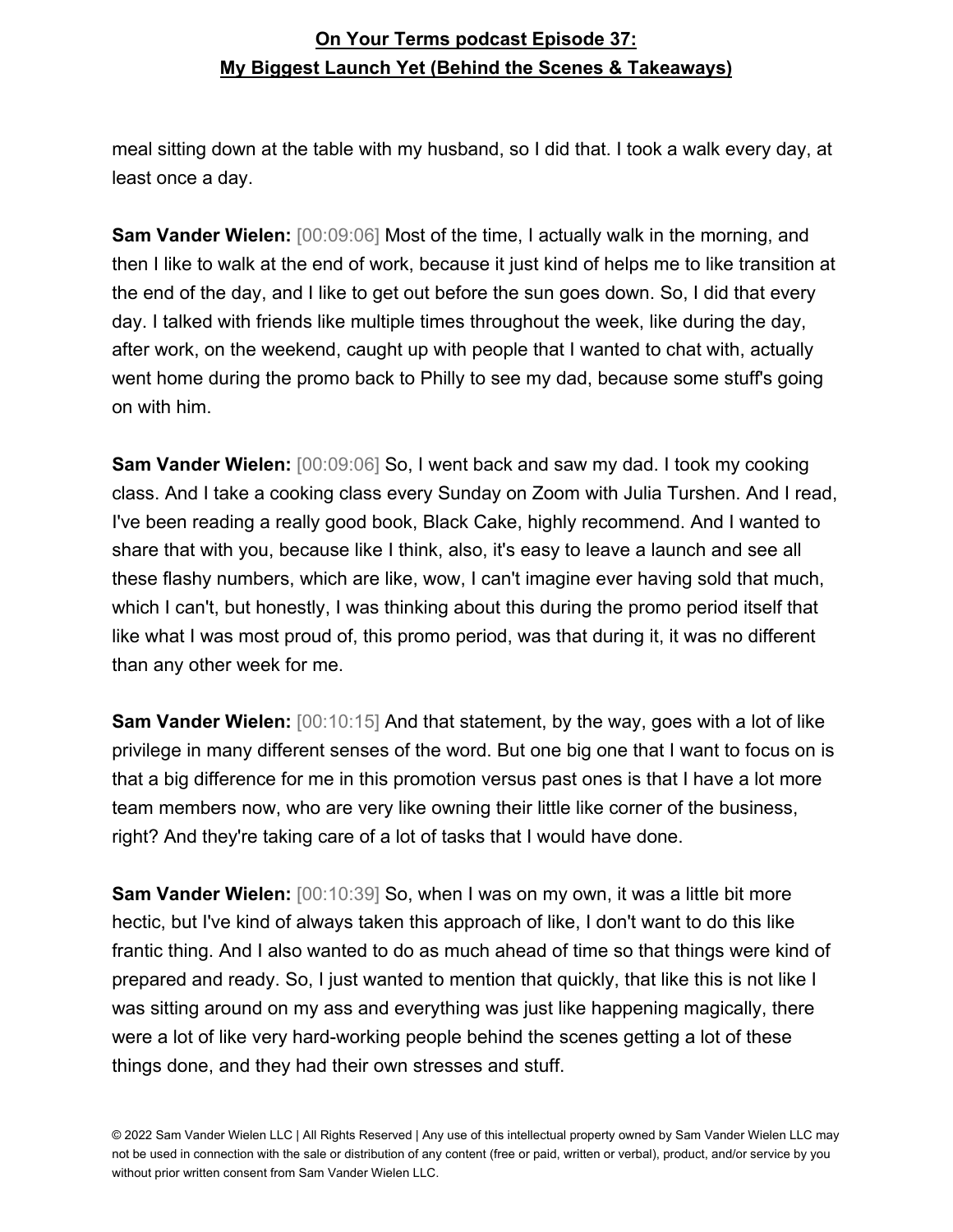meal sitting down at the table with my husband, so I did that. I took a walk every day, at least once a day.

**Sam Vander Wielen:** [00:09:06] Most of the time, I actually walk in the morning, and then I like to walk at the end of work, because it just kind of helps me to like transition at the end of the day, and I like to get out before the sun goes down. So, I did that every day. I talked with friends like multiple times throughout the week, like during the day, after work, on the weekend, caught up with people that I wanted to chat with, actually went home during the promo back to Philly to see my dad, because some stuff's going on with him.

**Sam Vander Wielen:** [00:09:06] So, I went back and saw my dad. I took my cooking class. And I take a cooking class every Sunday on Zoom with Julia Turshen. And I read, I've been reading a really good book, Black Cake, highly recommend. And I wanted to share that with you, because like I think, also, it's easy to leave a launch and see all these flashy numbers, which are like, wow, I can't imagine ever having sold that much, which I can't, but honestly, I was thinking about this during the promo period itself that like what I was most proud of, this promo period, was that during it, it was no different than any other week for me.

**Sam Vander Wielen:** [00:10:15] And that statement, by the way, goes with a lot of like privilege in many different senses of the word. But one big one that I want to focus on is that a big difference for me in this promotion versus past ones is that I have a lot more team members now, who are very like owning their little like corner of the business, right? And they're taking care of a lot of tasks that I would have done.

**Sam Vander Wielen:** [00:10:39] So, when I was on my own, it was a little bit more hectic, but I've kind of always taken this approach of like, I don't want to do this like frantic thing. And I also wanted to do as much ahead of time so that things were kind of prepared and ready. So, I just wanted to mention that quickly, that like this is not like I was sitting around on my ass and everything was just like happening magically, there were a lot of like very hard-working people behind the scenes getting a lot of these things done, and they had their own stresses and stuff.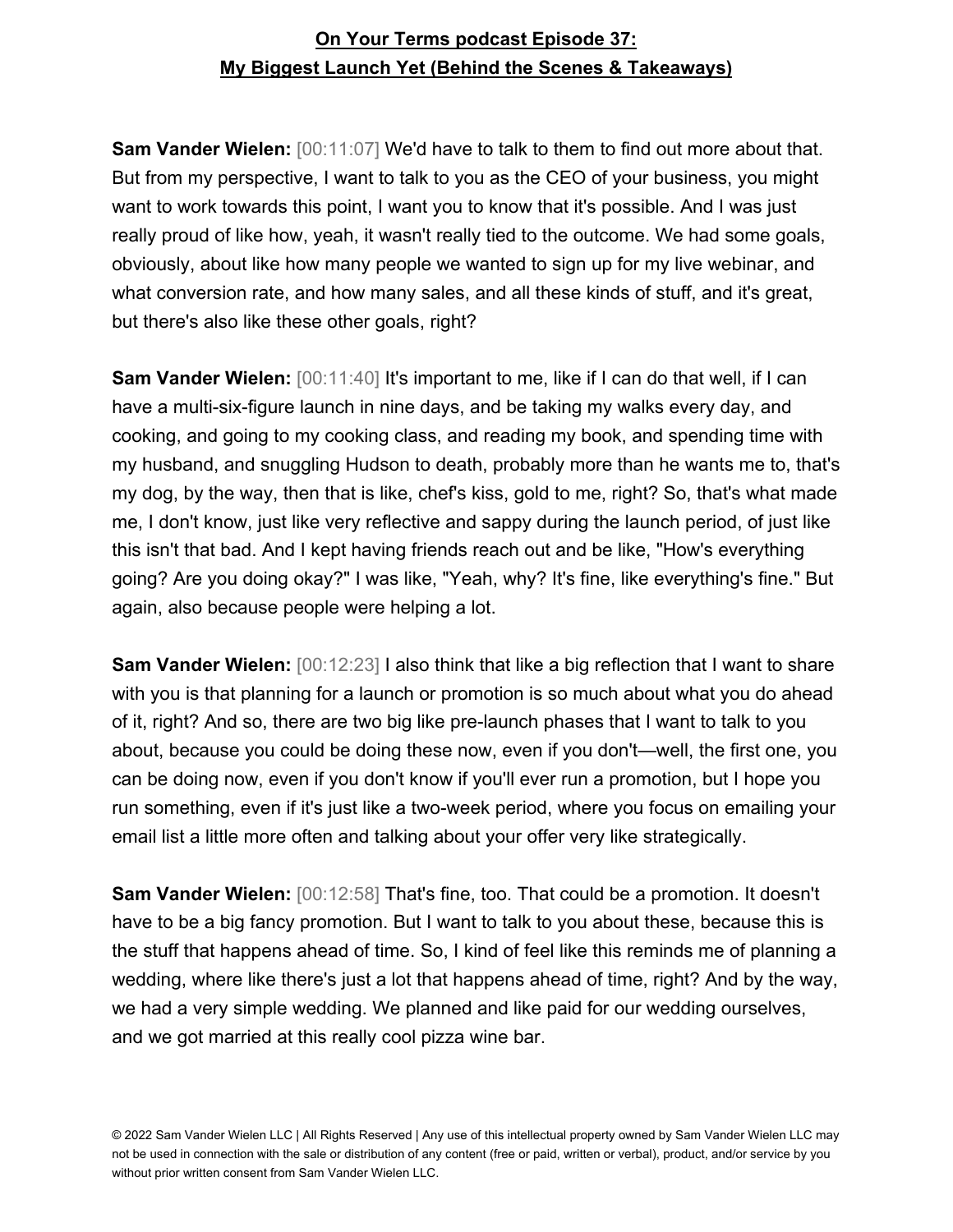**Sam Vander Wielen:** [00:11:07] We'd have to talk to them to find out more about that. But from my perspective, I want to talk to you as the CEO of your business, you might want to work towards this point, I want you to know that it's possible. And I was just really proud of like how, yeah, it wasn't really tied to the outcome. We had some goals, obviously, about like how many people we wanted to sign up for my live webinar, and what conversion rate, and how many sales, and all these kinds of stuff, and it's great, but there's also like these other goals, right?

**Sam Vander Wielen:** [00:11:40] It's important to me, like if I can do that well, if I can have a multi-six-figure launch in nine days, and be taking my walks every day, and cooking, and going to my cooking class, and reading my book, and spending time with my husband, and snuggling Hudson to death, probably more than he wants me to, that's my dog, by the way, then that is like, chef's kiss, gold to me, right? So, that's what made me, I don't know, just like very reflective and sappy during the launch period, of just like this isn't that bad. And I kept having friends reach out and be like, "How's everything going? Are you doing okay?" I was like, "Yeah, why? It's fine, like everything's fine." But again, also because people were helping a lot.

**Sam Vander Wielen:** [00:12:23] I also think that like a big reflection that I want to share with you is that planning for a launch or promotion is so much about what you do ahead of it, right? And so, there are two big like pre-launch phases that I want to talk to you about, because you could be doing these now, even if you don't—well, the first one, you can be doing now, even if you don't know if you'll ever run a promotion, but I hope you run something, even if it's just like a two-week period, where you focus on emailing your email list a little more often and talking about your offer very like strategically.

**Sam Vander Wielen:** [00:12:58] That's fine, too. That could be a promotion. It doesn't have to be a big fancy promotion. But I want to talk to you about these, because this is the stuff that happens ahead of time. So, I kind of feel like this reminds me of planning a wedding, where like there's just a lot that happens ahead of time, right? And by the way, we had a very simple wedding. We planned and like paid for our wedding ourselves, and we got married at this really cool pizza wine bar.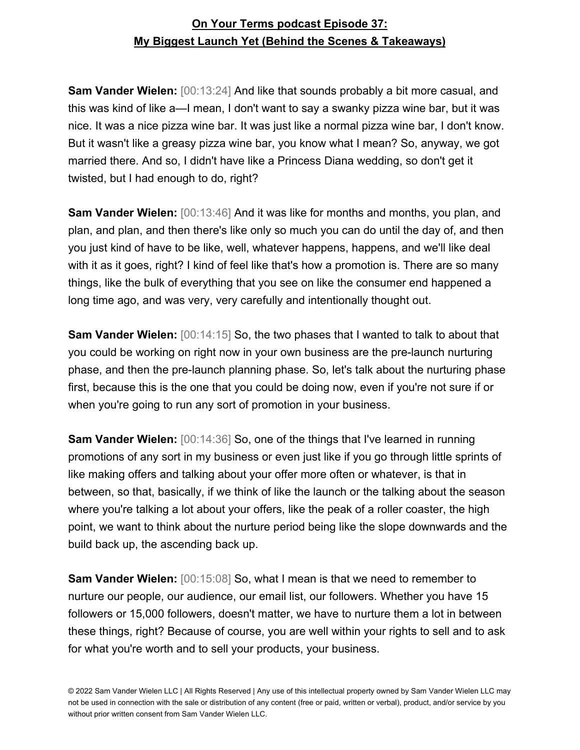**Sam Vander Wielen:** [00:13:24] And like that sounds probably a bit more casual, and this was kind of like a—I mean, I don't want to say a swanky pizza wine bar, but it was nice. It was a nice pizza wine bar. It was just like a normal pizza wine bar, I don't know. But it wasn't like a greasy pizza wine bar, you know what I mean? So, anyway, we got married there. And so, I didn't have like a Princess Diana wedding, so don't get it twisted, but I had enough to do, right?

**Sam Vander Wielen:** [00:13:46] And it was like for months and months, you plan, and plan, and plan, and then there's like only so much you can do until the day of, and then you just kind of have to be like, well, whatever happens, happens, and we'll like deal with it as it goes, right? I kind of feel like that's how a promotion is. There are so many things, like the bulk of everything that you see on like the consumer end happened a long time ago, and was very, very carefully and intentionally thought out.

**Sam Vander Wielen:** [00:14:15] So, the two phases that I wanted to talk to about that you could be working on right now in your own business are the pre-launch nurturing phase, and then the pre-launch planning phase. So, let's talk about the nurturing phase first, because this is the one that you could be doing now, even if you're not sure if or when you're going to run any sort of promotion in your business.

**Sam Vander Wielen:** [00:14:36] So, one of the things that I've learned in running promotions of any sort in my business or even just like if you go through little sprints of like making offers and talking about your offer more often or whatever, is that in between, so that, basically, if we think of like the launch or the talking about the season where you're talking a lot about your offers, like the peak of a roller coaster, the high point, we want to think about the nurture period being like the slope downwards and the build back up, the ascending back up.

**Sam Vander Wielen:** [00:15:08] So, what I mean is that we need to remember to nurture our people, our audience, our email list, our followers. Whether you have 15 followers or 15,000 followers, doesn't matter, we have to nurture them a lot in between these things, right? Because of course, you are well within your rights to sell and to ask for what you're worth and to sell your products, your business.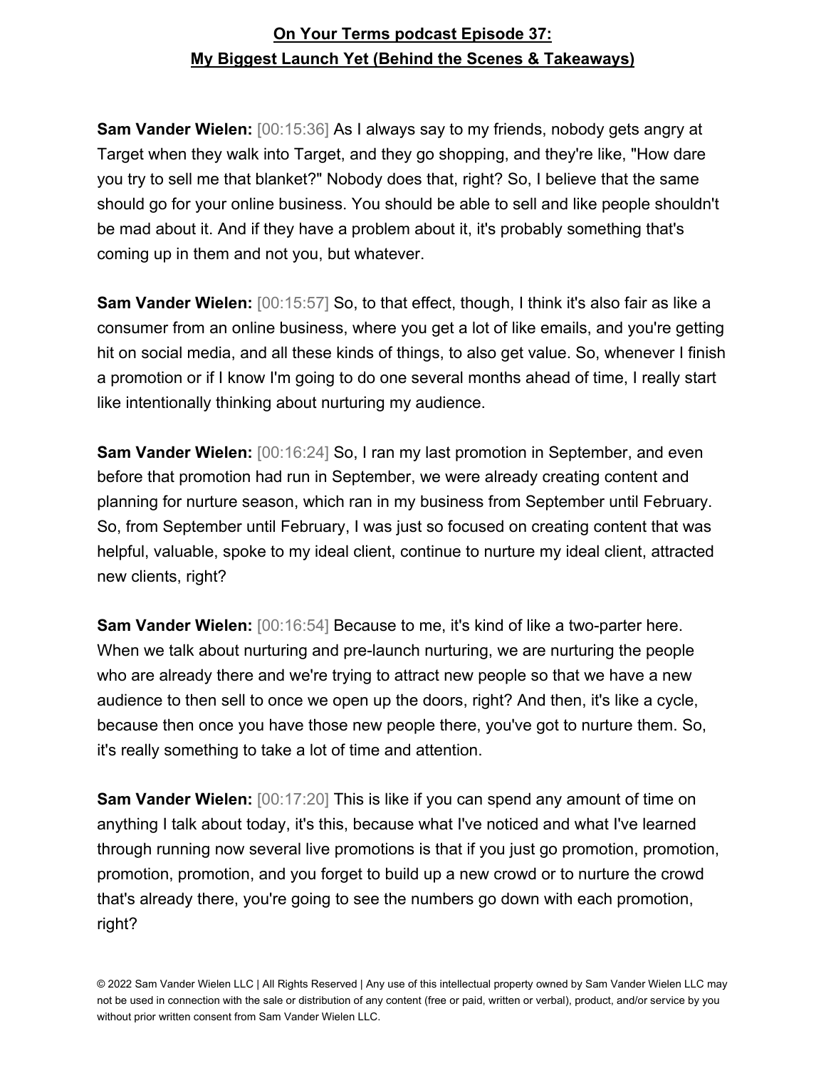**Sam Vander Wielen:** [00:15:36] As I always say to my friends, nobody gets angry at Target when they walk into Target, and they go shopping, and they're like, "How dare you try to sell me that blanket?" Nobody does that, right? So, I believe that the same should go for your online business. You should be able to sell and like people shouldn't be mad about it. And if they have a problem about it, it's probably something that's coming up in them and not you, but whatever.

**Sam Vander Wielen:** [00:15:57] So, to that effect, though, I think it's also fair as like a consumer from an online business, where you get a lot of like emails, and you're getting hit on social media, and all these kinds of things, to also get value. So, whenever I finish a promotion or if I know I'm going to do one several months ahead of time, I really start like intentionally thinking about nurturing my audience.

**Sam Vander Wielen:** [00:16:24] So, I ran my last promotion in September, and even before that promotion had run in September, we were already creating content and planning for nurture season, which ran in my business from September until February. So, from September until February, I was just so focused on creating content that was helpful, valuable, spoke to my ideal client, continue to nurture my ideal client, attracted new clients, right?

**Sam Vander Wielen:** [00:16:54] Because to me, it's kind of like a two-parter here. When we talk about nurturing and pre-launch nurturing, we are nurturing the people who are already there and we're trying to attract new people so that we have a new audience to then sell to once we open up the doors, right? And then, it's like a cycle, because then once you have those new people there, you've got to nurture them. So, it's really something to take a lot of time and attention.

**Sam Vander Wielen:** [00:17:20] This is like if you can spend any amount of time on anything I talk about today, it's this, because what I've noticed and what I've learned through running now several live promotions is that if you just go promotion, promotion, promotion, promotion, and you forget to build up a new crowd or to nurture the crowd that's already there, you're going to see the numbers go down with each promotion, right?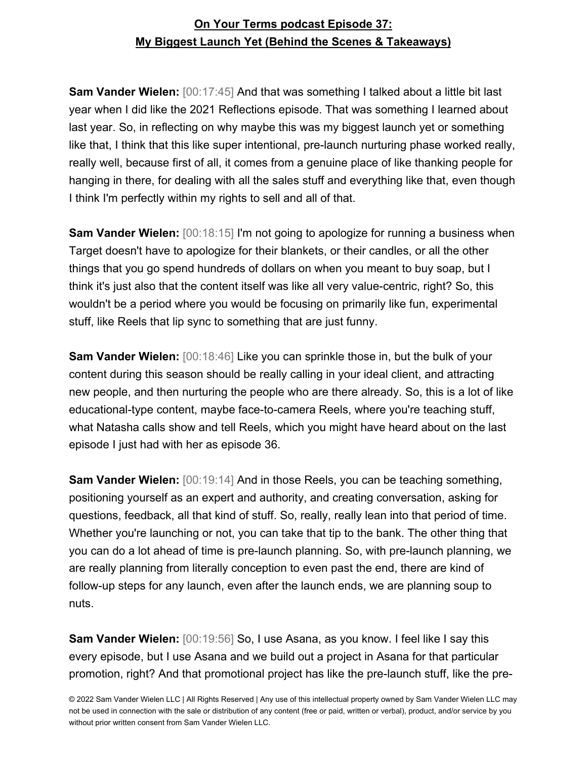**Sam Vander Wielen:** [00:17:45] And that was something I talked about a little bit last year when I did like the 2021 Reflections episode. That was something I learned about last year. So, in reflecting on why maybe this was my biggest launch yet or something like that, I think that this like super intentional, pre-launch nurturing phase worked really, really well, because first of all, it comes from a genuine place of like thanking people for hanging in there, for dealing with all the sales stuff and everything like that, even though I think I'm perfectly within my rights to sell and all of that.

**Sam Vander Wielen:** [00:18:15] I'm not going to apologize for running a business when Target doesn't have to apologize for their blankets, or their candles, or all the other things that you go spend hundreds of dollars on when you meant to buy soap, but I think it's just also that the content itself was like all very value-centric, right? So, this wouldn't be a period where you would be focusing on primarily like fun, experimental stuff, like Reels that lip sync to something that are just funny.

**Sam Vander Wielen:** [00:18:46] Like you can sprinkle those in, but the bulk of your content during this season should be really calling in your ideal client, and attracting new people, and then nurturing the people who are there already. So, this is a lot of like educational-type content, maybe face-to-camera Reels, where you're teaching stuff, what Natasha calls show and tell Reels, which you might have heard about on the last episode I just had with her as episode 36.

**Sam Vander Wielen:** [00:19:14] And in those Reels, you can be teaching something, positioning yourself as an expert and authority, and creating conversation, asking for questions, feedback, all that kind of stuff. So, really, really lean into that period of time. Whether you're launching or not, you can take that tip to the bank. The other thing that you can do a lot ahead of time is pre-launch planning. So, with pre-launch planning, we are really planning from literally conception to even past the end, there are kind of follow-up steps for any launch, even after the launch ends, we are planning soup to nuts.

**Sam Vander Wielen:** [00:19:56] So, I use Asana, as you know. I feel like I say this every episode, but I use Asana and we build out a project in Asana for that particular promotion, right? And that promotional project has like the pre-launch stuff, like the pre-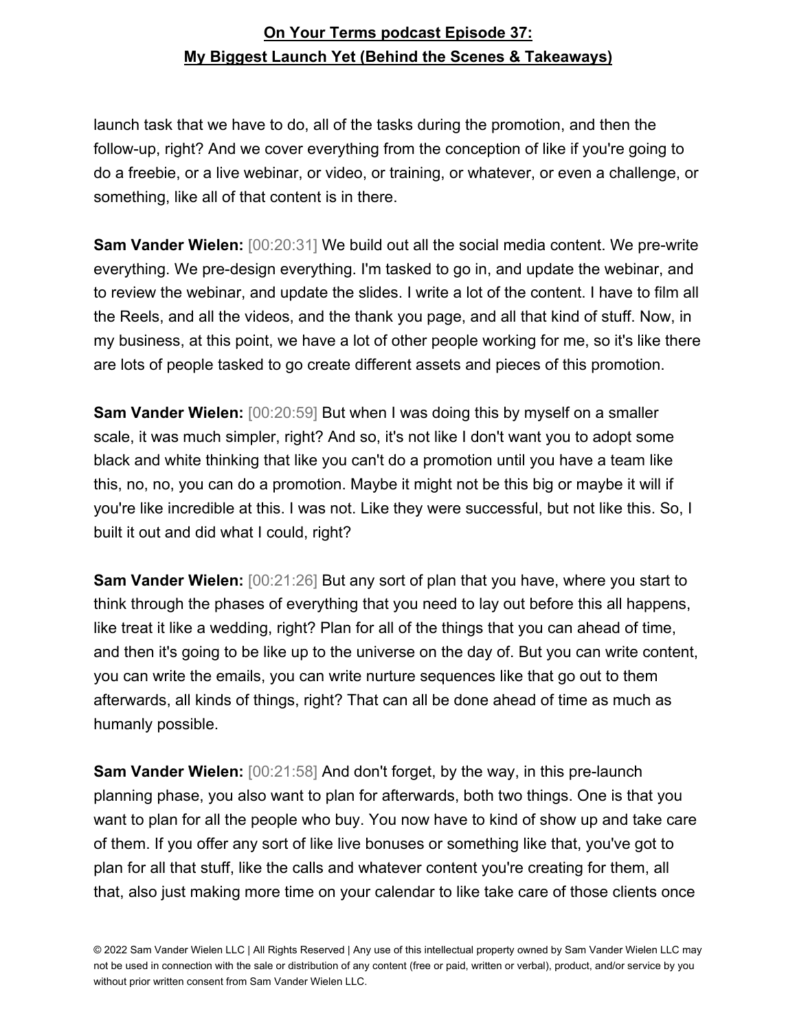launch task that we have to do, all of the tasks during the promotion, and then the follow-up, right? And we cover everything from the conception of like if you're going to do a freebie, or a live webinar, or video, or training, or whatever, or even a challenge, or something, like all of that content is in there.

**Sam Vander Wielen:** [00:20:31] We build out all the social media content. We pre-write everything. We pre-design everything. I'm tasked to go in, and update the webinar, and to review the webinar, and update the slides. I write a lot of the content. I have to film all the Reels, and all the videos, and the thank you page, and all that kind of stuff. Now, in my business, at this point, we have a lot of other people working for me, so it's like there are lots of people tasked to go create different assets and pieces of this promotion.

**Sam Vander Wielen:** [00:20:59] But when I was doing this by myself on a smaller scale, it was much simpler, right? And so, it's not like I don't want you to adopt some black and white thinking that like you can't do a promotion until you have a team like this, no, no, you can do a promotion. Maybe it might not be this big or maybe it will if you're like incredible at this. I was not. Like they were successful, but not like this. So, I built it out and did what I could, right?

**Sam Vander Wielen:** [00:21:26] But any sort of plan that you have, where you start to think through the phases of everything that you need to lay out before this all happens, like treat it like a wedding, right? Plan for all of the things that you can ahead of time, and then it's going to be like up to the universe on the day of. But you can write content, you can write the emails, you can write nurture sequences like that go out to them afterwards, all kinds of things, right? That can all be done ahead of time as much as humanly possible.

**Sam Vander Wielen:** [00:21:58] And don't forget, by the way, in this pre-launch planning phase, you also want to plan for afterwards, both two things. One is that you want to plan for all the people who buy. You now have to kind of show up and take care of them. If you offer any sort of like live bonuses or something like that, you've got to plan for all that stuff, like the calls and whatever content you're creating for them, all that, also just making more time on your calendar to like take care of those clients once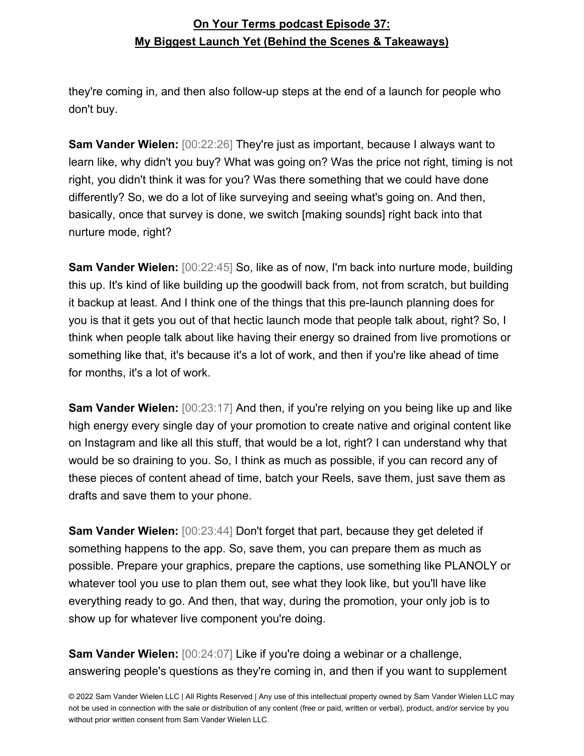they're coming in, and then also follow-up steps at the end of a launch for people who don't buy.

**Sam Vander Wielen:** [00:22:26] They're just as important, because I always want to learn like, why didn't you buy? What was going on? Was the price not right, timing is not right, you didn't think it was for you? Was there something that we could have done differently? So, we do a lot of like surveying and seeing what's going on. And then, basically, once that survey is done, we switch [making sounds] right back into that nurture mode, right?

**Sam Vander Wielen:** [00:22:45] So, like as of now, I'm back into nurture mode, building this up. It's kind of like building up the goodwill back from, not from scratch, but building it backup at least. And I think one of the things that this pre-launch planning does for you is that it gets you out of that hectic launch mode that people talk about, right? So, I think when people talk about like having their energy so drained from live promotions or something like that, it's because it's a lot of work, and then if you're like ahead of time for months, it's a lot of work.

**Sam Vander Wielen:** [00:23:17] And then, if you're relying on you being like up and like high energy every single day of your promotion to create native and original content like on Instagram and like all this stuff, that would be a lot, right? I can understand why that would be so draining to you. So, I think as much as possible, if you can record any of these pieces of content ahead of time, batch your Reels, save them, just save them as drafts and save them to your phone.

**Sam Vander Wielen:** [00:23:44] Don't forget that part, because they get deleted if something happens to the app. So, save them, you can prepare them as much as possible. Prepare your graphics, prepare the captions, use something like PLANOLY or whatever tool you use to plan them out, see what they look like, but you'll have like everything ready to go. And then, that way, during the promotion, your only job is to show up for whatever live component you're doing.

**Sam Vander Wielen:** [00:24:07] Like if you're doing a webinar or a challenge, answering people's questions as they're coming in, and then if you want to supplement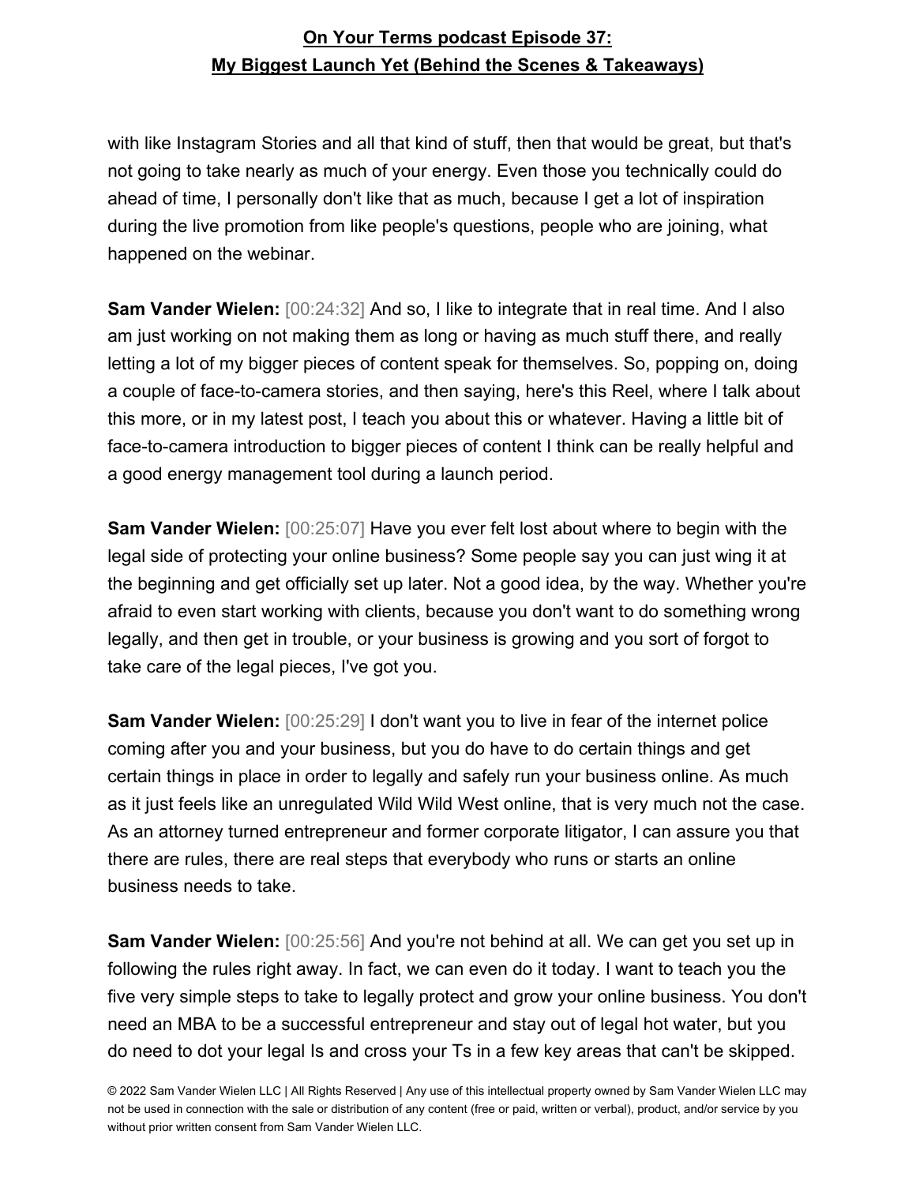with like Instagram Stories and all that kind of stuff, then that would be great, but that's not going to take nearly as much of your energy. Even those you technically could do ahead of time, I personally don't like that as much, because I get a lot of inspiration during the live promotion from like people's questions, people who are joining, what happened on the webinar.

**Sam Vander Wielen:** [00:24:32] And so, I like to integrate that in real time. And I also am just working on not making them as long or having as much stuff there, and really letting a lot of my bigger pieces of content speak for themselves. So, popping on, doing a couple of face-to-camera stories, and then saying, here's this Reel, where I talk about this more, or in my latest post, I teach you about this or whatever. Having a little bit of face-to-camera introduction to bigger pieces of content I think can be really helpful and a good energy management tool during a launch period.

**Sam Vander Wielen:** [00:25:07] Have you ever felt lost about where to begin with the legal side of protecting your online business? Some people say you can just wing it at the beginning and get officially set up later. Not a good idea, by the way. Whether you're afraid to even start working with clients, because you don't want to do something wrong legally, and then get in trouble, or your business is growing and you sort of forgot to take care of the legal pieces, I've got you.

**Sam Vander Wielen:** [00:25:29] I don't want you to live in fear of the internet police coming after you and your business, but you do have to do certain things and get certain things in place in order to legally and safely run your business online. As much as it just feels like an unregulated Wild Wild West online, that is very much not the case. As an attorney turned entrepreneur and former corporate litigator, I can assure you that there are rules, there are real steps that everybody who runs or starts an online business needs to take.

**Sam Vander Wielen:** [00:25:56] And you're not behind at all. We can get you set up in following the rules right away. In fact, we can even do it today. I want to teach you the five very simple steps to take to legally protect and grow your online business. You don't need an MBA to be a successful entrepreneur and stay out of legal hot water, but you do need to dot your legal Is and cross your Ts in a few key areas that can't be skipped.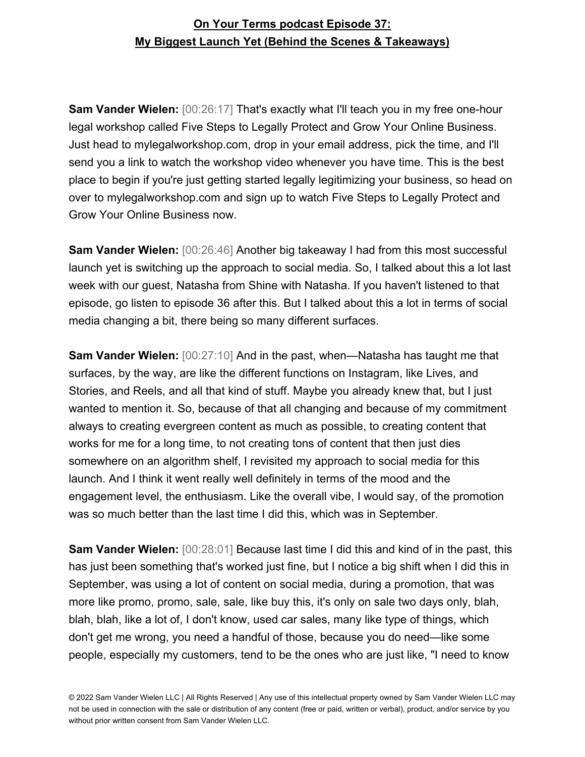**Sam Vander Wielen:** [00:26:17] That's exactly what I'll teach you in my free one-hour legal workshop called Five Steps to Legally Protect and Grow Your Online Business. Just head to mylegalworkshop.com, drop in your email address, pick the time, and I'll send you a link to watch the workshop video whenever you have time. This is the best place to begin if you're just getting started legally legitimizing your business, so head on over to mylegalworkshop.com and sign up to watch Five Steps to Legally Protect and Grow Your Online Business now.

**Sam Vander Wielen:** [00:26:46] Another big takeaway I had from this most successful launch yet is switching up the approach to social media. So, I talked about this a lot last week with our guest, Natasha from Shine with Natasha. If you haven't listened to that episode, go listen to episode 36 after this. But I talked about this a lot in terms of social media changing a bit, there being so many different surfaces.

**Sam Vander Wielen:** [00:27:10] And in the past, when—Natasha has taught me that surfaces, by the way, are like the different functions on Instagram, like Lives, and Stories, and Reels, and all that kind of stuff. Maybe you already knew that, but I just wanted to mention it. So, because of that all changing and because of my commitment always to creating evergreen content as much as possible, to creating content that works for me for a long time, to not creating tons of content that then just dies somewhere on an algorithm shelf, I revisited my approach to social media for this launch. And I think it went really well definitely in terms of the mood and the engagement level, the enthusiasm. Like the overall vibe, I would say, of the promotion was so much better than the last time I did this, which was in September.

**Sam Vander Wielen:** [00:28:01] Because last time I did this and kind of in the past, this has just been something that's worked just fine, but I notice a big shift when I did this in September, was using a lot of content on social media, during a promotion, that was more like promo, promo, sale, sale, like buy this, it's only on sale two days only, blah, blah, blah, like a lot of, I don't know, used car sales, many like type of things, which don't get me wrong, you need a handful of those, because you do need—like some people, especially my customers, tend to be the ones who are just like, "I need to know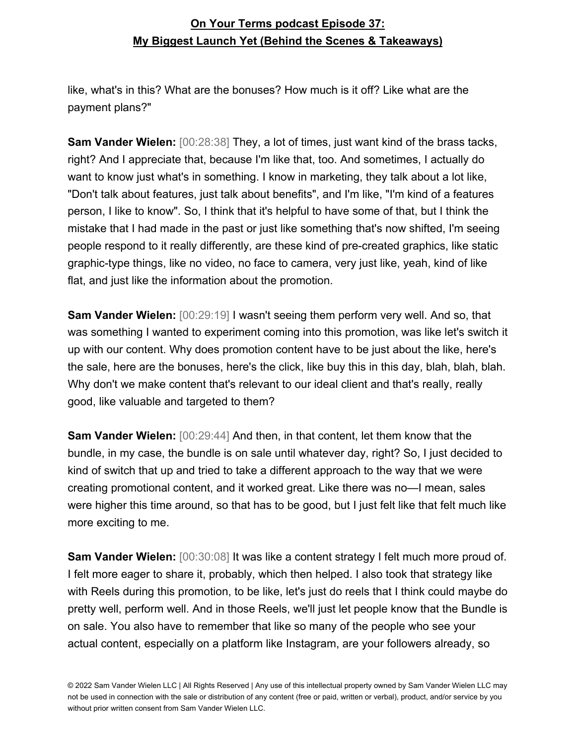like, what's in this? What are the bonuses? How much is it off? Like what are the payment plans?"

**Sam Vander Wielen:** [00:28:38] They, a lot of times, just want kind of the brass tacks, right? And I appreciate that, because I'm like that, too. And sometimes, I actually do want to know just what's in something. I know in marketing, they talk about a lot like, "Don't talk about features, just talk about benefits", and I'm like, "I'm kind of a features person, I like to know". So, I think that it's helpful to have some of that, but I think the mistake that I had made in the past or just like something that's now shifted, I'm seeing people respond to it really differently, are these kind of pre-created graphics, like static graphic-type things, like no video, no face to camera, very just like, yeah, kind of like flat, and just like the information about the promotion.

**Sam Vander Wielen:** [00:29:19] I wasn't seeing them perform very well. And so, that was something I wanted to experiment coming into this promotion, was like let's switch it up with our content. Why does promotion content have to be just about the like, here's the sale, here are the bonuses, here's the click, like buy this in this day, blah, blah, blah. Why don't we make content that's relevant to our ideal client and that's really, really good, like valuable and targeted to them?

**Sam Vander Wielen:** [00:29:44] And then, in that content, let them know that the bundle, in my case, the bundle is on sale until whatever day, right? So, I just decided to kind of switch that up and tried to take a different approach to the way that we were creating promotional content, and it worked great. Like there was no—I mean, sales were higher this time around, so that has to be good, but I just felt like that felt much like more exciting to me.

**Sam Vander Wielen:** [00:30:08] It was like a content strategy I felt much more proud of. I felt more eager to share it, probably, which then helped. I also took that strategy like with Reels during this promotion, to be like, let's just do reels that I think could maybe do pretty well, perform well. And in those Reels, we'll just let people know that the Bundle is on sale. You also have to remember that like so many of the people who see your actual content, especially on a platform like Instagram, are your followers already, so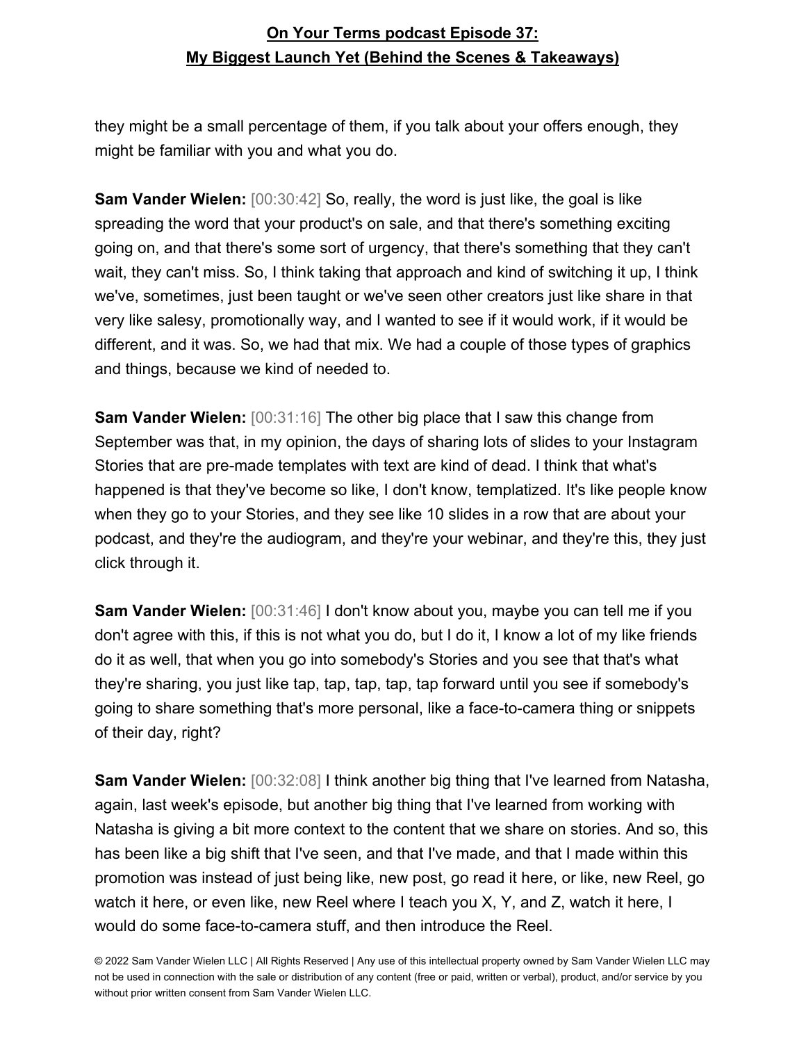they might be a small percentage of them, if you talk about your offers enough, they might be familiar with you and what you do.

**Sam Vander Wielen:** [00:30:42] So, really, the word is just like, the goal is like spreading the word that your product's on sale, and that there's something exciting going on, and that there's some sort of urgency, that there's something that they can't wait, they can't miss. So, I think taking that approach and kind of switching it up, I think we've, sometimes, just been taught or we've seen other creators just like share in that very like salesy, promotionally way, and I wanted to see if it would work, if it would be different, and it was. So, we had that mix. We had a couple of those types of graphics and things, because we kind of needed to.

**Sam Vander Wielen:** [00:31:16] The other big place that I saw this change from September was that, in my opinion, the days of sharing lots of slides to your Instagram Stories that are pre-made templates with text are kind of dead. I think that what's happened is that they've become so like, I don't know, templatized. It's like people know when they go to your Stories, and they see like 10 slides in a row that are about your podcast, and they're the audiogram, and they're your webinar, and they're this, they just click through it.

**Sam Vander Wielen:** [00:31:46] I don't know about you, maybe you can tell me if you don't agree with this, if this is not what you do, but I do it, I know a lot of my like friends do it as well, that when you go into somebody's Stories and you see that that's what they're sharing, you just like tap, tap, tap, tap, tap forward until you see if somebody's going to share something that's more personal, like a face-to-camera thing or snippets of their day, right?

**Sam Vander Wielen:** [00:32:08] I think another big thing that I've learned from Natasha, again, last week's episode, but another big thing that I've learned from working with Natasha is giving a bit more context to the content that we share on stories. And so, this has been like a big shift that I've seen, and that I've made, and that I made within this promotion was instead of just being like, new post, go read it here, or like, new Reel, go watch it here, or even like, new Reel where I teach you X, Y, and Z, watch it here, I would do some face-to-camera stuff, and then introduce the Reel.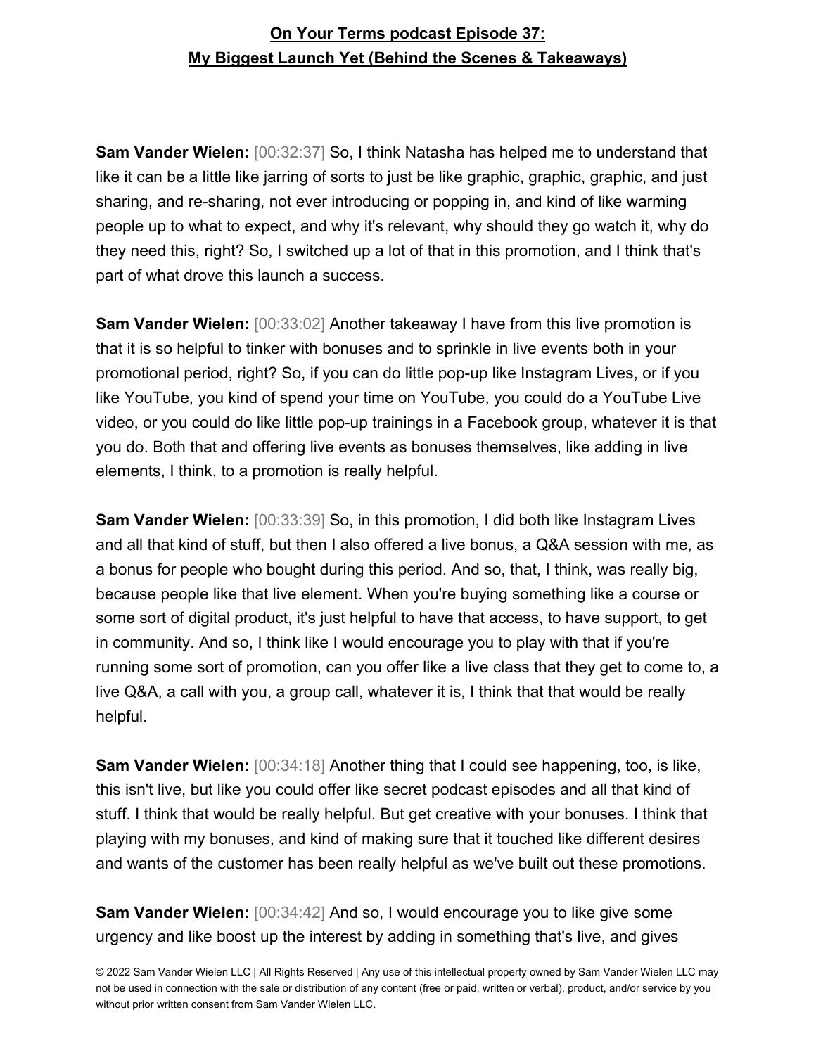**Sam Vander Wielen:** [00:32:37] So, I think Natasha has helped me to understand that like it can be a little like jarring of sorts to just be like graphic, graphic, graphic, and just sharing, and re-sharing, not ever introducing or popping in, and kind of like warming people up to what to expect, and why it's relevant, why should they go watch it, why do they need this, right? So, I switched up a lot of that in this promotion, and I think that's part of what drove this launch a success.

**Sam Vander Wielen:** [00:33:02] Another takeaway I have from this live promotion is that it is so helpful to tinker with bonuses and to sprinkle in live events both in your promotional period, right? So, if you can do little pop-up like Instagram Lives, or if you like YouTube, you kind of spend your time on YouTube, you could do a YouTube Live video, or you could do like little pop-up trainings in a Facebook group, whatever it is that you do. Both that and offering live events as bonuses themselves, like adding in live elements, I think, to a promotion is really helpful.

**Sam Vander Wielen:** [00:33:39] So, in this promotion, I did both like Instagram Lives and all that kind of stuff, but then I also offered a live bonus, a Q&A session with me, as a bonus for people who bought during this period. And so, that, I think, was really big, because people like that live element. When you're buying something like a course or some sort of digital product, it's just helpful to have that access, to have support, to get in community. And so, I think like I would encourage you to play with that if you're running some sort of promotion, can you offer like a live class that they get to come to, a live Q&A, a call with you, a group call, whatever it is, I think that that would be really helpful.

**Sam Vander Wielen:** [00:34:18] Another thing that I could see happening, too, is like, this isn't live, but like you could offer like secret podcast episodes and all that kind of stuff. I think that would be really helpful. But get creative with your bonuses. I think that playing with my bonuses, and kind of making sure that it touched like different desires and wants of the customer has been really helpful as we've built out these promotions.

**Sam Vander Wielen:** [00:34:42] And so, I would encourage you to like give some urgency and like boost up the interest by adding in something that's live, and gives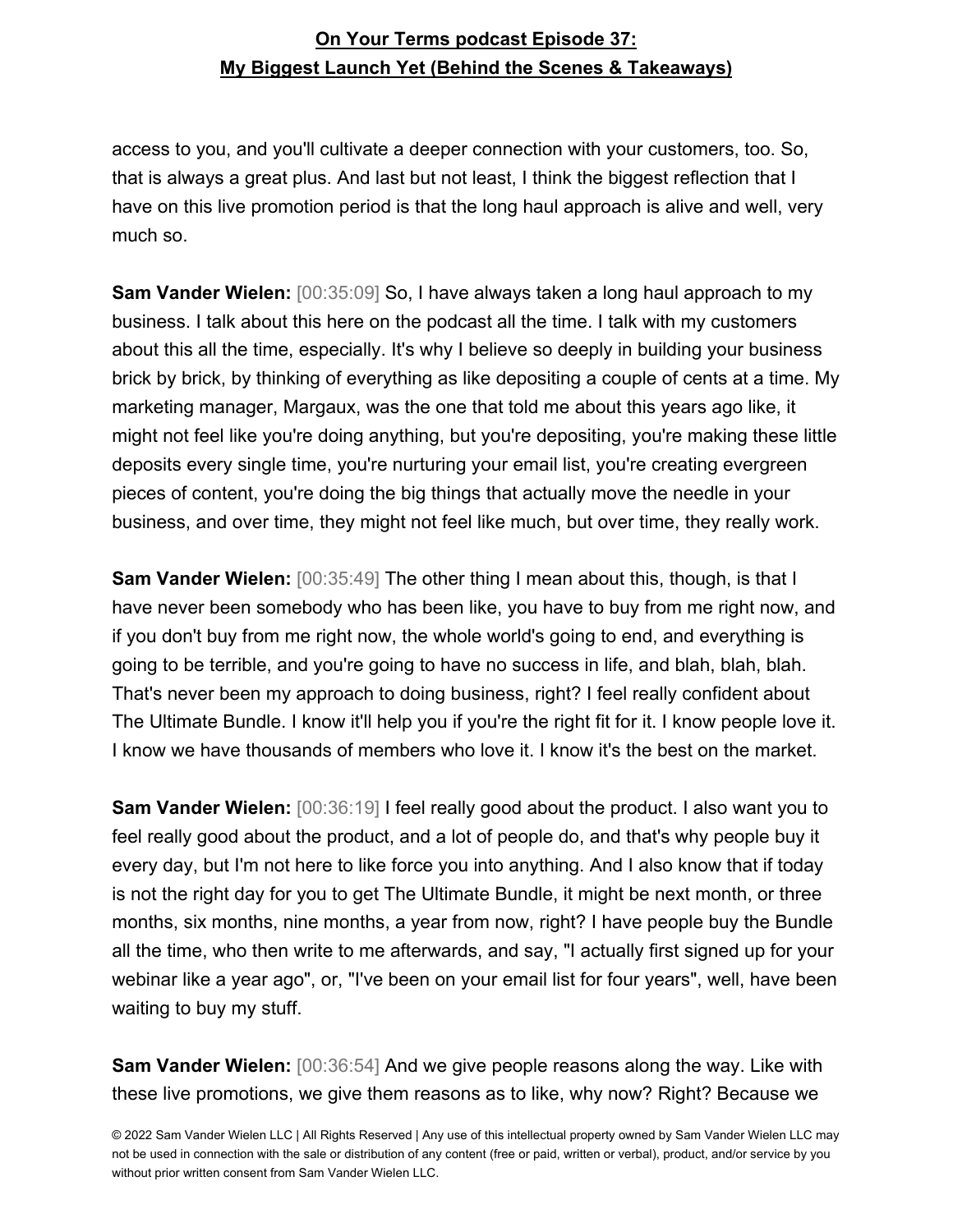access to you, and you'll cultivate a deeper connection with your customers, too. So, that is always a great plus. And last but not least, I think the biggest reflection that I have on this live promotion period is that the long haul approach is alive and well, very much so.

**Sam Vander Wielen:** [00:35:09] So, I have always taken a long haul approach to my business. I talk about this here on the podcast all the time. I talk with my customers about this all the time, especially. It's why I believe so deeply in building your business brick by brick, by thinking of everything as like depositing a couple of cents at a time. My marketing manager, Margaux, was the one that told me about this years ago like, it might not feel like you're doing anything, but you're depositing, you're making these little deposits every single time, you're nurturing your email list, you're creating evergreen pieces of content, you're doing the big things that actually move the needle in your business, and over time, they might not feel like much, but over time, they really work.

**Sam Vander Wielen:** [00:35:49] The other thing I mean about this, though, is that I have never been somebody who has been like, you have to buy from me right now, and if you don't buy from me right now, the whole world's going to end, and everything is going to be terrible, and you're going to have no success in life, and blah, blah, blah. That's never been my approach to doing business, right? I feel really confident about The Ultimate Bundle. I know it'll help you if you're the right fit for it. I know people love it. I know we have thousands of members who love it. I know it's the best on the market.

**Sam Vander Wielen:** [00:36:19] I feel really good about the product. I also want you to feel really good about the product, and a lot of people do, and that's why people buy it every day, but I'm not here to like force you into anything. And I also know that if today is not the right day for you to get The Ultimate Bundle, it might be next month, or three months, six months, nine months, a year from now, right? I have people buy the Bundle all the time, who then write to me afterwards, and say, "I actually first signed up for your webinar like a year ago", or, "I've been on your email list for four years", well, have been waiting to buy my stuff.

**Sam Vander Wielen:** [00:36:54] And we give people reasons along the way. Like with these live promotions, we give them reasons as to like, why now? Right? Because we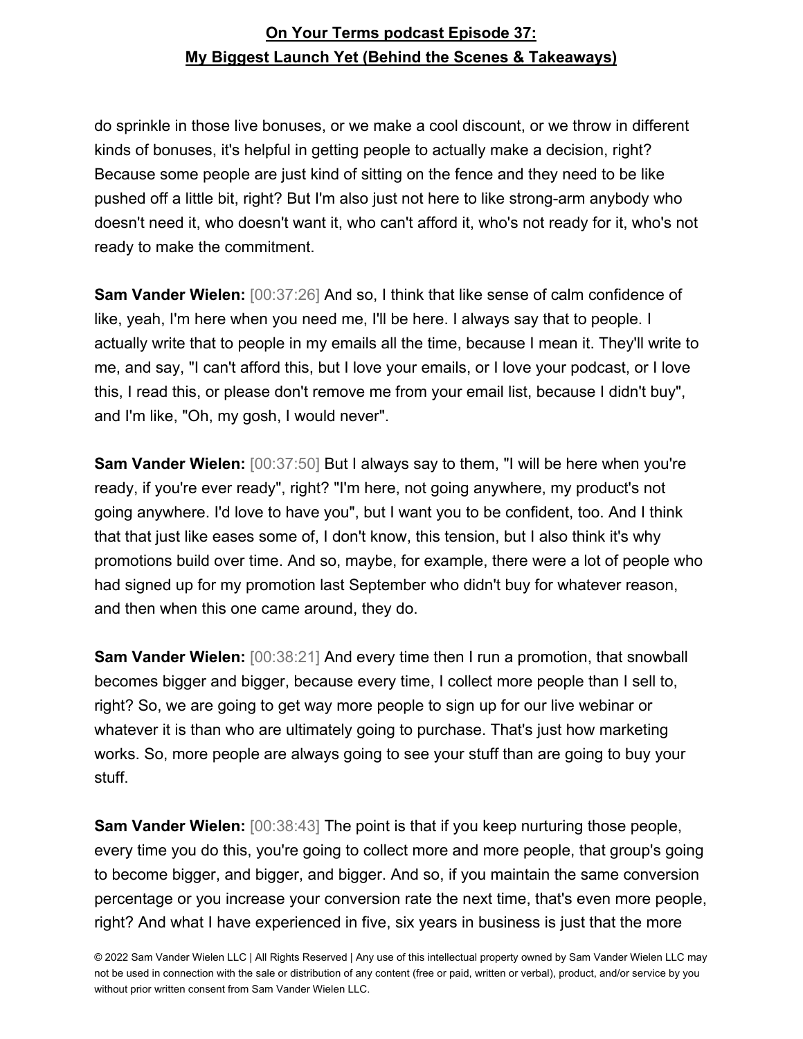do sprinkle in those live bonuses, or we make a cool discount, or we throw in different kinds of bonuses, it's helpful in getting people to actually make a decision, right? Because some people are just kind of sitting on the fence and they need to be like pushed off a little bit, right? But I'm also just not here to like strong-arm anybody who doesn't need it, who doesn't want it, who can't afford it, who's not ready for it, who's not ready to make the commitment.

**Sam Vander Wielen:** [00:37:26] And so, I think that like sense of calm confidence of like, yeah, I'm here when you need me, I'll be here. I always say that to people. I actually write that to people in my emails all the time, because I mean it. They'll write to me, and say, "I can't afford this, but I love your emails, or I love your podcast, or I love this, I read this, or please don't remove me from your email list, because I didn't buy", and I'm like, "Oh, my gosh, I would never".

**Sam Vander Wielen:** [00:37:50] But I always say to them, "I will be here when you're ready, if you're ever ready", right? "I'm here, not going anywhere, my product's not going anywhere. I'd love to have you", but I want you to be confident, too. And I think that that just like eases some of, I don't know, this tension, but I also think it's why promotions build over time. And so, maybe, for example, there were a lot of people who had signed up for my promotion last September who didn't buy for whatever reason, and then when this one came around, they do.

**Sam Vander Wielen:** [00:38:21] And every time then I run a promotion, that snowball becomes bigger and bigger, because every time, I collect more people than I sell to, right? So, we are going to get way more people to sign up for our live webinar or whatever it is than who are ultimately going to purchase. That's just how marketing works. So, more people are always going to see your stuff than are going to buy your stuff.

**Sam Vander Wielen:** [00:38:43] The point is that if you keep nurturing those people, every time you do this, you're going to collect more and more people, that group's going to become bigger, and bigger, and bigger. And so, if you maintain the same conversion percentage or you increase your conversion rate the next time, that's even more people, right? And what I have experienced in five, six years in business is just that the more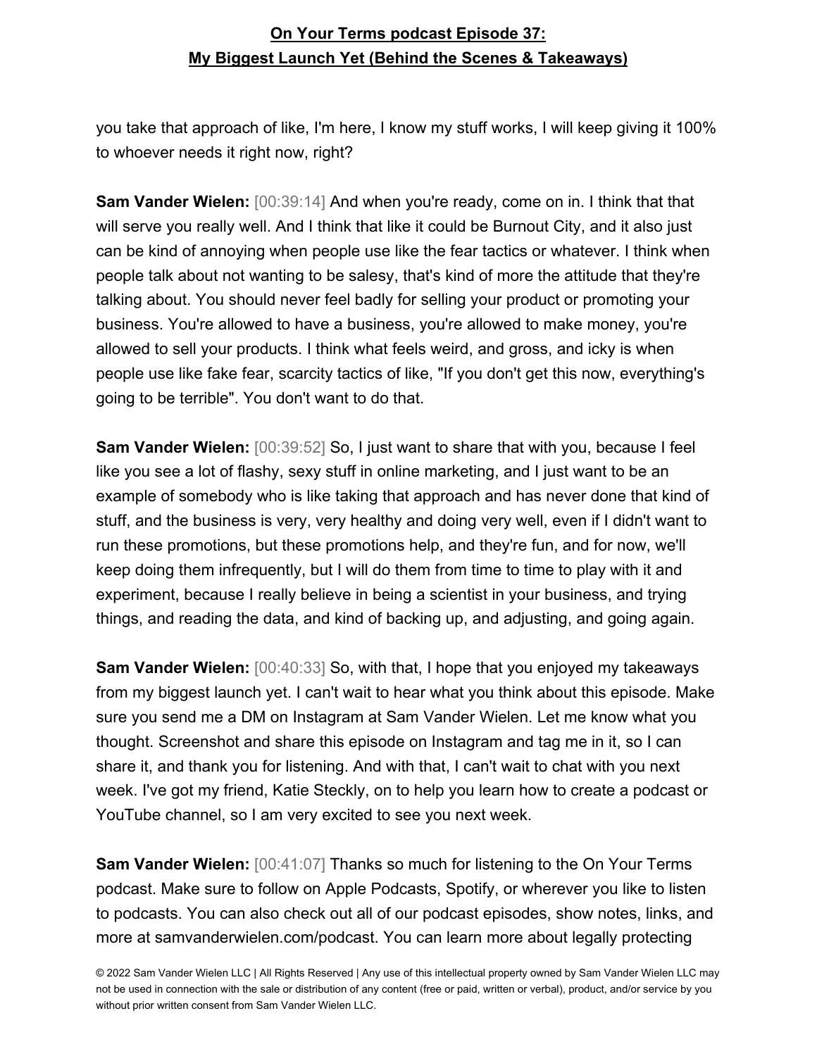you take that approach of like, I'm here, I know my stuff works, I will keep giving it 100% to whoever needs it right now, right?

**Sam Vander Wielen:** [00:39:14] And when you're ready, come on in. I think that that will serve you really well. And I think that like it could be Burnout City, and it also just can be kind of annoying when people use like the fear tactics or whatever. I think when people talk about not wanting to be salesy, that's kind of more the attitude that they're talking about. You should never feel badly for selling your product or promoting your business. You're allowed to have a business, you're allowed to make money, you're allowed to sell your products. I think what feels weird, and gross, and icky is when people use like fake fear, scarcity tactics of like, "If you don't get this now, everything's going to be terrible". You don't want to do that.

**Sam Vander Wielen:** [00:39:52] So, I just want to share that with you, because I feel like you see a lot of flashy, sexy stuff in online marketing, and I just want to be an example of somebody who is like taking that approach and has never done that kind of stuff, and the business is very, very healthy and doing very well, even if I didn't want to run these promotions, but these promotions help, and they're fun, and for now, we'll keep doing them infrequently, but I will do them from time to time to play with it and experiment, because I really believe in being a scientist in your business, and trying things, and reading the data, and kind of backing up, and adjusting, and going again.

**Sam Vander Wielen:** [00:40:33] So, with that, I hope that you enjoyed my takeaways from my biggest launch yet. I can't wait to hear what you think about this episode. Make sure you send me a DM on Instagram at Sam Vander Wielen. Let me know what you thought. Screenshot and share this episode on Instagram and tag me in it, so I can share it, and thank you for listening. And with that, I can't wait to chat with you next week. I've got my friend, Katie Steckly, on to help you learn how to create a podcast or YouTube channel, so I am very excited to see you next week.

**Sam Vander Wielen:** [00:41:07] Thanks so much for listening to the On Your Terms podcast. Make sure to follow on Apple Podcasts, Spotify, or wherever you like to listen to podcasts. You can also check out all of our podcast episodes, show notes, links, and more at samvanderwielen.com/podcast. You can learn more about legally protecting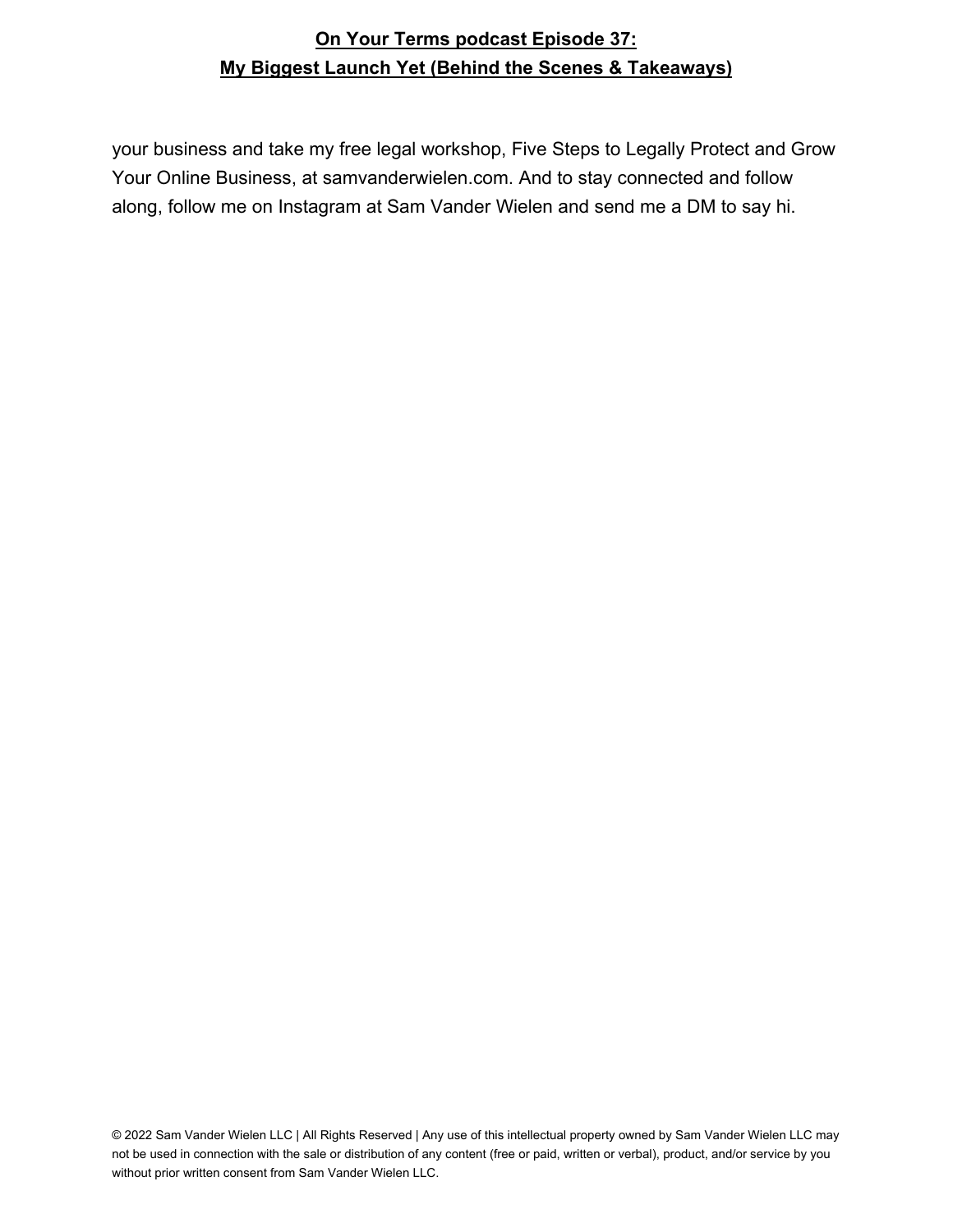your business and take my free legal workshop, Five Steps to Legally Protect and Grow Your Online Business, at samvanderwielen.com. And to stay connected and follow along, follow me on Instagram at Sam Vander Wielen and send me a DM to say hi.